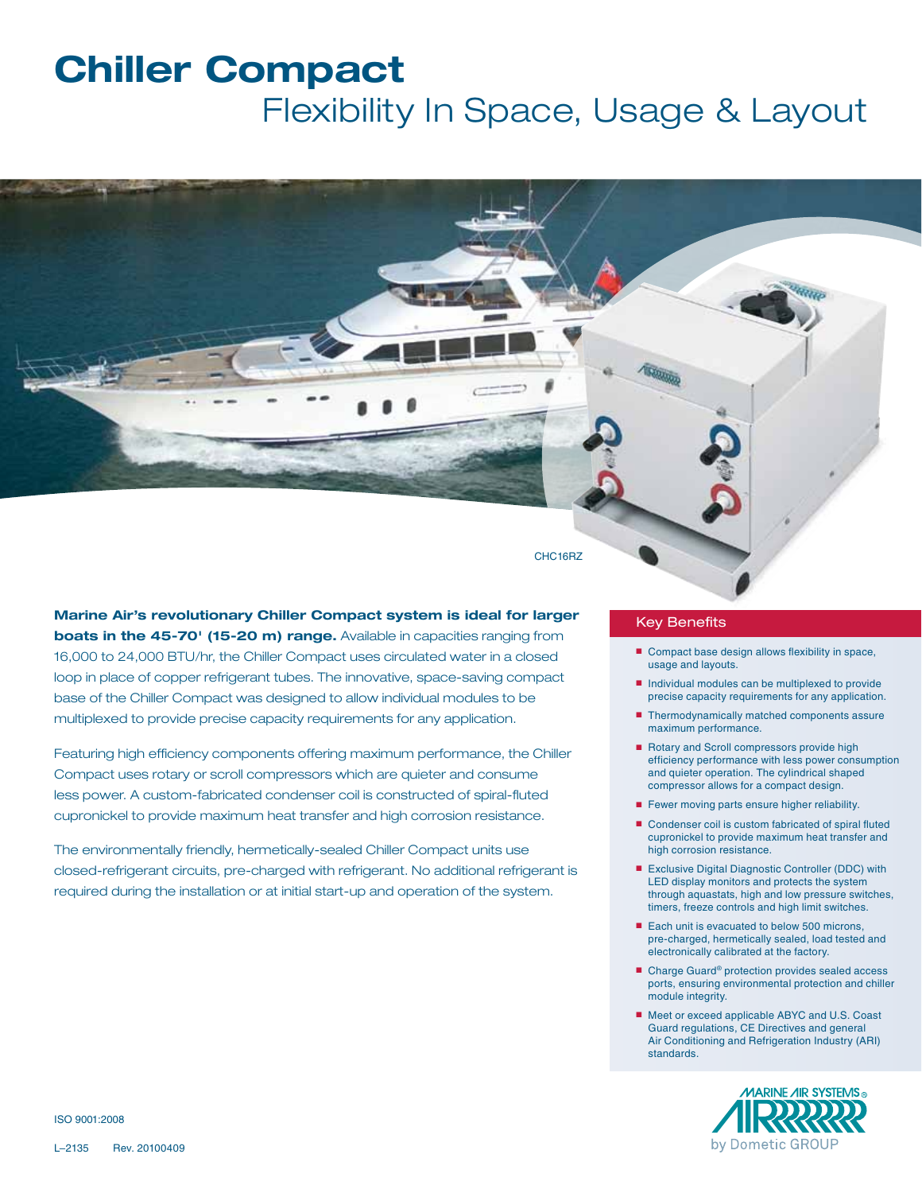# Chiller Compact

## Flexibility In Space, Usage & Layout

CHC16RZ

**Marine Air's revolutionary Chiller Compact system is ideal for larger boats in the 45-70' (15-20 m) range.** Available in capacities ranging from 16,000 to 24,000 BTU/hr, the Chiller Compact uses circulated water in a closed loop in place of copper refrigerant tubes. The innovative, space-saving compact base of the Chiller Compact was designed to allow individual modules to be multiplexed to provide precise capacity requirements for any application.

Featuring high efficiency components offering maximum performance, the Chiller Compact uses rotary or scroll compressors which are quieter and consume less power. A custom-fabricated condenser coil is constructed of spiral-fluted cupronickel to provide maximum heat transfer and high corrosion resistance.

The environmentally friendly, hermetically-sealed Chiller Compact units use closed-refrigerant circuits, pre-charged with refrigerant. No additional refrigerant is required during the installation or at initial start-up and operation of the system.

### Key Benefits

- Compact base design allows flexibility in space, usage and layouts.
- Individual modules can be multiplexed to provide precise capacity requirements for any application.
- Thermodynamically matched components assure maximum performance.
- Rotary and Scroll compressors provide high efficiency performance with less power consumption and quieter operation. The cylindrical shaped compressor allows for a compact design.
- Fewer moving parts ensure higher reliability.
- Condenser coil is custom fabricated of spiral fluted cupronickel to provide maximum heat transfer and high corrosion resistance.
- Exclusive Digital Diagnostic Controller (DDC) with LED display monitors and protects the system through aquastats, high and low pressure switches, timers, freeze controls and high limit switches.
- Each unit is evacuated to below 500 microns, pre-charged, hermetically sealed, load tested and electronically calibrated at the factory.
- Charge Guard® protection provides sealed access ports, ensuring environmental protection and chiller module integrity.
- Meet or exceed applicable ABYC and U.S. Coast Guard regulations, CE Directives and general Air Conditioning and Refrigeration Industry (ARI) standards.

MARINE AIR SYSTEMS® by Dometic GROUP

ISO 9001:2008

L–2135 Rev. 20100409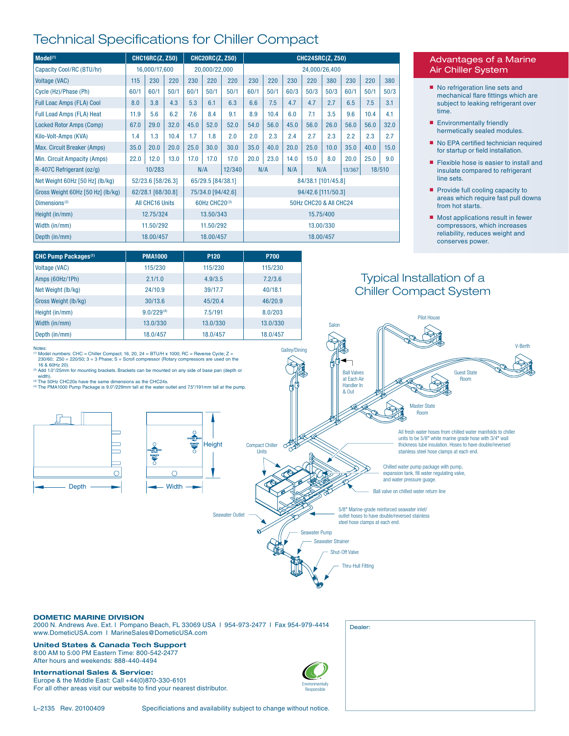# Technical Specifications for Chiller Compact

| Model[1] | CHC16RC(Z, Z50) | | | CHC20RC(Z, Z50) | | | CHC24SRC(Z, Z50) | | | | | | | |
|---|---|---|---|---|---|---|---|---|---|---|---|---|---|---|
| Capacity Cool/RC (BTU/hr) | 16,000/17,600 | | | 20,000/22,000 | | | 24,000/26,400 | | | | | | | |
| Voltage (VAC) | 115 | 230 | 220 | 230 | 220 | 220 | 230 | 220 | 230 | 220 | 380 | 230 | 220 | 380 |
| Cycle (Hz)/Phase (Ph) | 60/1 | 60/1 | 50/1 | 60/1 | 50/1 | 50/1 | 60/1 | 50/1 | 60/3 | 50/3 | 50/3 | 60/1 | 50/1 | 50/3 |
| Full Loac Amps (FLA) Cool | 8.0 | 3.8 | 4.3 | 5.3 | 6.1 | 6.3 | 6.6 | 7.5 | 4.7 | 4.7 | 2.7 | 6.5 | 7.5 | 3.1 |
| Full Load Amps (FLA) Heat | 11.9 | 5.6 | 6.2 | 7.6 | 8.4 | 9.1 | 8.9 | 10.4 | 6.0 | 7.1 | 3.5 | 9.6 | 10.4 | 4.1 |
| Locked Rotor Amps (Comp) | 67.0 | 29.0 | 32.0 | 45.0 | 52.0 | 52.0 | 54.0 | 56.0 | 45.0 | 56.0 | 26.0 | 56.0 | 56.0 | 32.0 |
| Kilo-Volt-Amps (KVA) | 1.4 | 1.3 | 10.4 | 1.7 | 1.8 | 2.0 | 2.0 | 2.3 | 2.4 | 2.7 | 2.3 | 2.2 | 2.3 | 2.7 |
| Max. Circuit Breaker (Amps) | 35.0 | 20.0 | 20.0 | 25.0 | 30.0 | 30.0 | 35.0 | 40.0 | 20.0 | 25.0 | 10.0 | 35.0 | 40.0 | 15.0 |
| Min. Circuit Ampacity (Amps) | 22.0 | 12.0 | 13.0 | 17.0 | 17.0 | 17.0 | 20.0 | 23.0 | 14.0 | 15.0 | 8.0 | 20.0 | 25.0 | 9.0 |
| R-407C Refrigerant (oz/g) | 10/283 | | | N/A | | 12/340 | N/A | | N/A | N/A | | 13/367 | 18/510 | |
| Net Weight 60Hz [50 Hz] (lb/kg) | 52/23.6 [58/26.3] | | | 65/29.5 [84/38.1] | | | 84/38.1 [101/45.8] | | | | | | | |
| Gross Weight 60Hz [50 Hz] (lb/kg) | 62/28.1 [68/30.8] | | | 75/34.0 [94/42.6] | | | 94/42.6 [111/50.3] | | | | | | | |
| Dimensions[2] | All CHC16 Units | | | 60Hz CHC20[3] | | | 50Hz CHC20 & All CHC24 | | | | | | | |
| Height (in/mm) | 12.75/324 | | | 13.50/343 | | | 15.75/400 | | | | | | | |
| Width (in/mm) | 11.50/292 | | | 11.50/292 | | | 13.00/330 | | | | | | | |
| Depth (in/mm) | 18.00/457 | | | 18.00/457 | | | 18.00/457 | | | | | | | |

## Advantages of a Marine Air Chiller System

- No refrigeration line sets and mechanical flare fittings which are subject to leaking refrigerant over time.
- Environmentally friendly hermetically sealed modules.
- No EPA certified technician required for startup or field installation.
- Flexible hose is easier to install and insulate compared to refrigerant line sets.
- Provide full cooling capacity to areas which require fast pull downs from hot starts.
- Most applications result in fewer compressors, which increases reliability, reduces weight and conserves power.

| CHC Pump Packages[1] | PMA1000 | P120 | P700 |
|---|---|---|---|
| Voltage (VAC) | 115/230 | 115/230 | 115/230 |
| Amps (60Hz/1Ph) | 2.1/1.0 | 4.9/3.5 | 7.2/3.6 |
| Net Weight (lb/kg) | 24/10.9 | 39/17.7 | 40/18.1 |
| Gross Weight (lb/kg) | 30/13.6 | 45/20.4 | 46/20.9 |
| Height (in/mm) | 9.0/229[4] | 7.5/191 | 8.0/203 |
| Width (in/mm) | 13.0/330 | 13.0/330 | 13.0/330 |
| Depth (in/mm) | 18.0/457 | 18.0/457 | 18.0/457 |

Notes:
[1] Model numbers: CHC = Chiller Compact; 16, 20, 24 = BTU/H x 1000; RC = Reverse Cycle; Z = 230/60; Z50 = 220/50; 3 = 3 Phase; S = Scroll compressor (Rotary compressors are used on the 16 & 60Hz 20).
[2] Add 1.0"/25mm for mounting brackets. Brackets can be mounted on any side of base pan (depth or width).
[3] The 50Hz CHC20s have the same dimensions as the CHC24s.
[4] The PMA1000 Pump Package is 9.0"/229mm tall at the water outlet and 7.5"/191mm tall at the pump.

Depth

Width

Height

## Typical Installation of a Chiller Compact System

Pilot House

Salon

V-Berth

Galley/Dining

Ball Valves at Each Air Handler In & Out

Guest State Room

Master State Room

All fresh water hoses from chilled water manifolds to chiller units to be 5/8" white marine grade hose with 3/4" wall thickness tube insulation. Hoses to have double/reversed stainless steel hose clamps at each end.

Compact Chiller Units

Chilled water pump package with pump, expansion tank, fill water regulating valve, and water pressure guage.

Ball valve on chilled water return line

Seawater Outlet

5/8" Marine-grade reinforced seawater inlet/outlet hoses to have double/reversed stainless steel hose clamps at each end.

Seawater Pump

Seawater Strainer

Shut-Off Valve

Thru-Hull Fitting

**DOMETIC MARINE DIVISION**
2000 N. Andrews Ave. Ext. I Pompano Beach, FL 33069 USA I 954-973-2477 I Fax 954-979-4414
www.DometicUSA.com I MarineSales@DometicUSA.com

**United States & Canada Tech Support**
8:00 AM to 5:00 PM Eastern Time: 800-542-2477
After hours and weekends: 888-440-4494

**International Sales & Service:**
Europe & the Middle East: Call +44(0)870-330-6101
For all other areas visit our website to find your nearest distributor.

Environmentally Responsible

Dealer:

L–2135 Rev. 20100409

Speciifications and availability subject to change without notice.